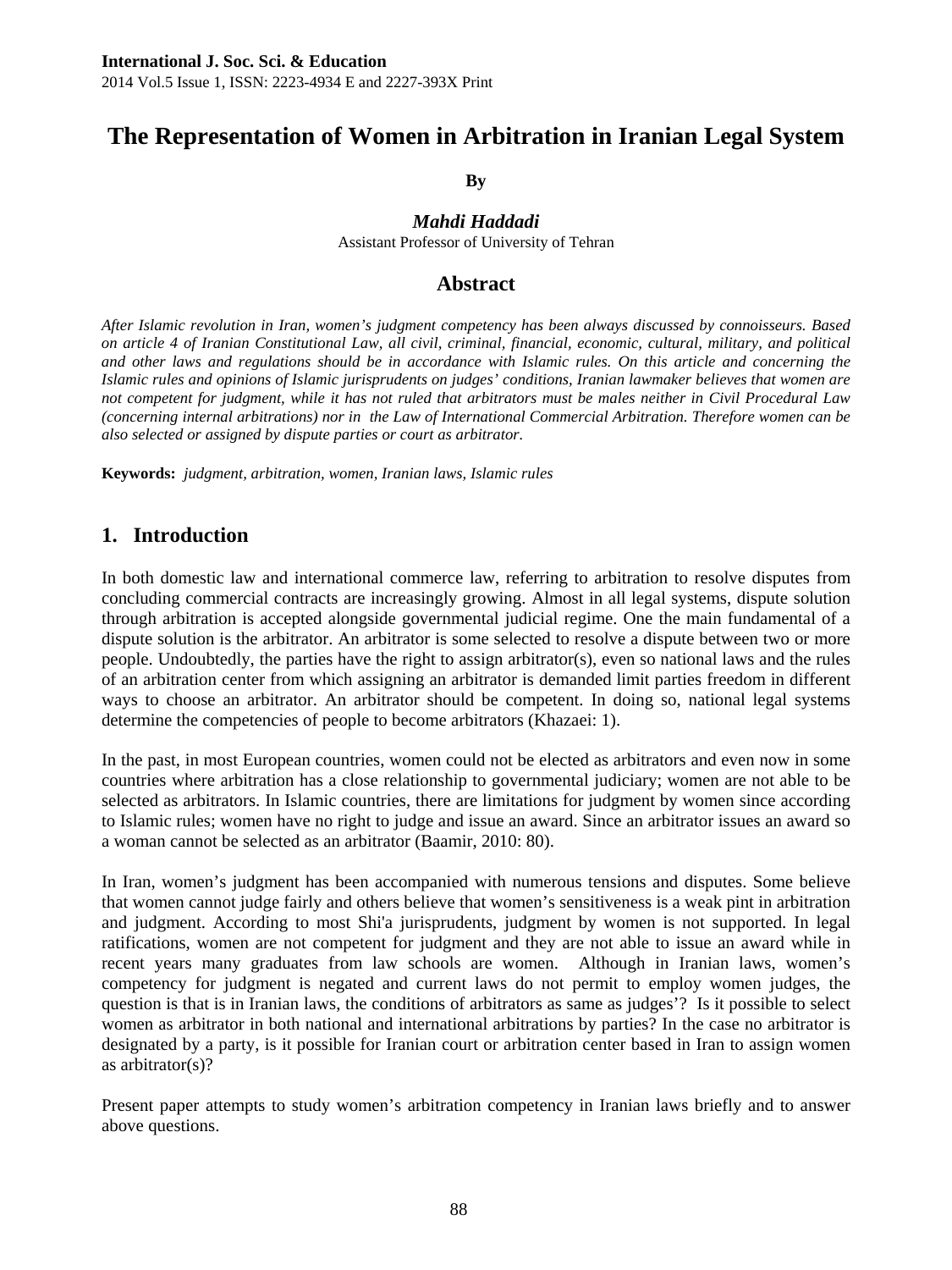# The Representation of Women in Arbitration in Iranian Legal System

**By**

***Mahdi Haddadi***

Assistant Professor of University of Tehran

## Abstract

*After Islamic revolution in Iran, women's judgment competency has been always discussed by connoisseurs. Based on article 4 of Iranian Constitutional Law, all civil, criminal, financial, economic, cultural, military, and political and other laws and regulations should be in accordance with Islamic rules. On this article and concerning the Islamic rules and opinions of Islamic jurisprudents on judges' conditions, Iranian lawmaker believes that women are not competent for judgment, while it has not ruled that arbitrators must be males neither in Civil Procedural Law (concerning internal arbitrations) nor in the Law of International Commercial Arbitration. Therefore women can be also selected or assigned by dispute parties or court as arbitrator.*

**Keywords:** *judgment, arbitration, women, Iranian laws, Islamic rules*

## 1. Introduction

In both domestic law and international commerce law, referring to arbitration to resolve disputes from concluding commercial contracts are increasingly growing. Almost in all legal systems, dispute solution through arbitration is accepted alongside governmental judicial regime. One the main fundamental of a dispute solution is the arbitrator. An arbitrator is some selected to resolve a dispute between two or more people. Undoubtedly, the parties have the right to assign arbitrator(s), even so national laws and the rules of an arbitration center from which assigning an arbitrator is demanded limit parties freedom in different ways to choose an arbitrator. An arbitrator should be competent. In doing so, national legal systems determine the competencies of people to become arbitrators (Khazaei: 1).

In the past, in most European countries, women could not be elected as arbitrators and even now in some countries where arbitration has a close relationship to governmental judiciary; women are not able to be selected as arbitrators. In Islamic countries, there are limitations for judgment by women since according to Islamic rules; women have no right to judge and issue an award. Since an arbitrator issues an award so a woman cannot be selected as an arbitrator (Baamir, 2010: 80).

In Iran, women's judgment has been accompanied with numerous tensions and disputes. Some believe that women cannot judge fairly and others believe that women's sensitiveness is a weak pint in arbitration and judgment. According to most Shi'a jurisprudents, judgment by women is not supported. In legal ratifications, women are not competent for judgment and they are not able to issue an award while in recent years many graduates from law schools are women. Although in Iranian laws, women's competency for judgment is negated and current laws do not permit to employ women judges, the question is that is in Iranian laws, the conditions of arbitrators as same as judges'? Is it possible to select women as arbitrator in both national and international arbitrations by parties? In the case no arbitrator is designated by a party, is it possible for Iranian court or arbitration center based in Iran to assign women as arbitrator(s)?

Present paper attempts to study women's arbitration competency in Iranian laws briefly and to answer above questions.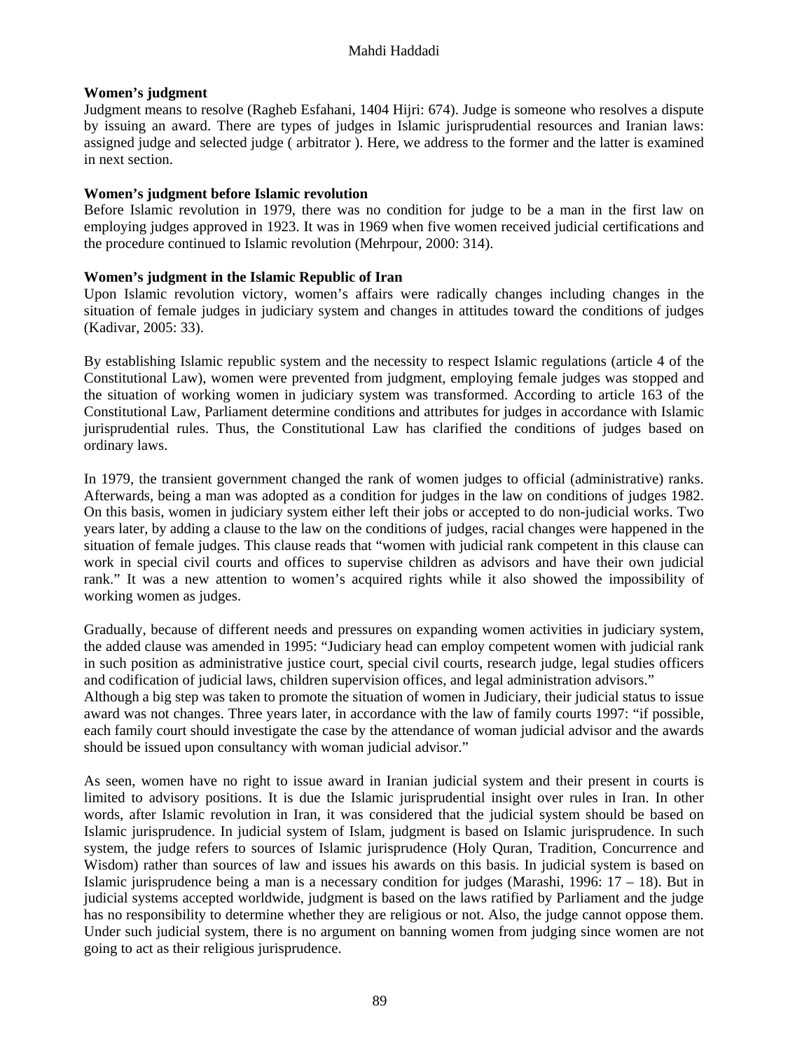**Women's judgment**

Judgment means to resolve (Ragheb Esfahani, 1404 Hijri: 674). Judge is someone who resolves a dispute by issuing an award. There are types of judges in Islamic jurisprudential resources and Iranian laws: assigned judge and selected judge ( arbitrator ). Here, we address to the former and the latter is examined in next section.

**Women's judgment before Islamic revolution**

Before Islamic revolution in 1979, there was no condition for judge to be a man in the first law on employing judges approved in 1923. It was in 1969 when five women received judicial certifications and the procedure continued to Islamic revolution (Mehrpour, 2000: 314).

**Women's judgment in the Islamic Republic of Iran**

Upon Islamic revolution victory, women's affairs were radically changes including changes in the situation of female judges in judiciary system and changes in attitudes toward the conditions of judges (Kadivar, 2005: 33).

By establishing Islamic republic system and the necessity to respect Islamic regulations (article 4 of the Constitutional Law), women were prevented from judgment, employing female judges was stopped and the situation of working women in judiciary system was transformed. According to article 163 of the Constitutional Law, Parliament determine conditions and attributes for judges in accordance with Islamic jurisprudential rules. Thus, the Constitutional Law has clarified the conditions of judges based on ordinary laws.

In 1979, the transient government changed the rank of women judges to official (administrative) ranks. Afterwards, being a man was adopted as a condition for judges in the law on conditions of judges 1982. On this basis, women in judiciary system either left their jobs or accepted to do non-judicial works. Two years later, by adding a clause to the law on the conditions of judges, racial changes were happened in the situation of female judges. This clause reads that "women with judicial rank competent in this clause can work in special civil courts and offices to supervise children as advisors and have their own judicial rank." It was a new attention to women's acquired rights while it also showed the impossibility of working women as judges.

Gradually, because of different needs and pressures on expanding women activities in judiciary system, the added clause was amended in 1995: "Judiciary head can employ competent women with judicial rank in such position as administrative justice court, special civil courts, research judge, legal studies officers and codification of judicial laws, children supervision offices, and legal administration advisors."
Although a big step was taken to promote the situation of women in Judiciary, their judicial status to issue award was not changes. Three years later, in accordance with the law of family courts 1997: "if possible, each family court should investigate the case by the attendance of woman judicial advisor and the awards should be issued upon consultancy with woman judicial advisor."

As seen, women have no right to issue award in Iranian judicial system and their present in courts is limited to advisory positions. It is due the Islamic jurisprudential insight over rules in Iran. In other words, after Islamic revolution in Iran, it was considered that the judicial system should be based on Islamic jurisprudence. In judicial system of Islam, judgment is based on Islamic jurisprudence. In such system, the judge refers to sources of Islamic jurisprudence (Holy Quran, Tradition, Concurrence and Wisdom) rather than sources of law and issues his awards on this basis. In judicial system is based on Islamic jurisprudence being a man is a necessary condition for judges (Marashi, 1996: 17 – 18). But in judicial systems accepted worldwide, judgment is based on the laws ratified by Parliament and the judge has no responsibility to determine whether they are religious or not. Also, the judge cannot oppose them. Under such judicial system, there is no argument on banning women from judging since women are not going to act as their religious jurisprudence.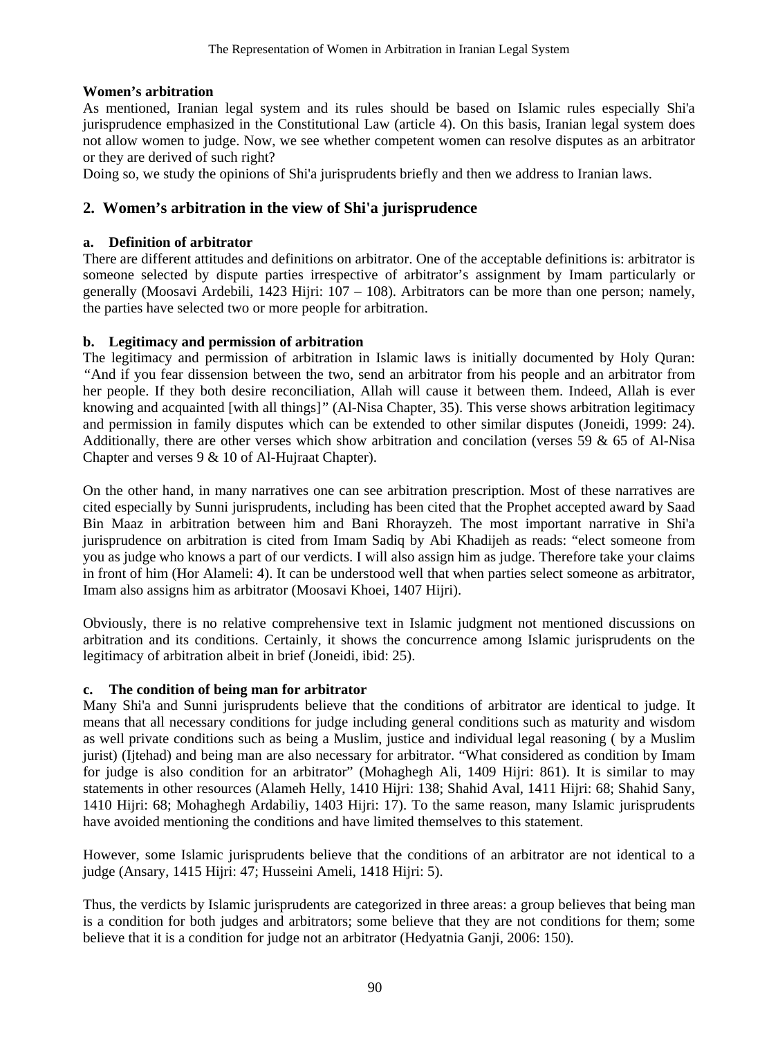### Women's arbitration

As mentioned, Iranian legal system and its rules should be based on Islamic rules especially Shi'a jurisprudence emphasized in the Constitutional Law (article 4). On this basis, Iranian legal system does not allow women to judge. Now, we see whether competent women can resolve disputes as an arbitrator or they are derived of such right?

Doing so, we study the opinions of Shi'a jurisprudents briefly and then we address to Iranian laws.

## 2. Women's arbitration in the view of Shi'a jurisprudence

### a. Definition of arbitrator

There are different attitudes and definitions on arbitrator. One of the acceptable definitions is: arbitrator is someone selected by dispute parties irrespective of arbitrator's assignment by Imam particularly or generally (Moosavi Ardebili, 1423 Hijri: 107 – 108). Arbitrators can be more than one person; namely, the parties have selected two or more people for arbitration.

### b. Legitimacy and permission of arbitration

The legitimacy and permission of arbitration in Islamic laws is initially documented by Holy Quran: *"And if you fear dissension between the two, send an arbitrator from his people and an arbitrator from her people. If they both desire reconciliation, Allah will cause it between them. Indeed, Allah is ever knowing and acquainted [with all things]"* (Al-Nisa Chapter, 35). This verse shows arbitration legitimacy and permission in family disputes which can be extended to other similar disputes (Joneidi, 1999: 24). Additionally, there are other verses which show arbitration and concilation (verses 59 & 65 of Al-Nisa Chapter and verses 9 & 10 of Al-Hujraat Chapter).

On the other hand, in many narratives one can see arbitration prescription. Most of these narratives are cited especially by Sunni jurisprudents, including has been cited that the Prophet accepted award by Saad Bin Maaz in arbitration between him and Bani Rhorayzeh. The most important narrative in Shi'a jurisprudence on arbitration is cited from Imam Sadiq by Abi Khadijeh as reads: "elect someone from you as judge who knows a part of our verdicts. I will also assign him as judge. Therefore take your claims in front of him (Hor Alameli: 4). It can be understood well that when parties select someone as arbitrator, Imam also assigns him as arbitrator (Moosavi Khoei, 1407 Hijri).

Obviously, there is no relative comprehensive text in Islamic judgment not mentioned discussions on arbitration and its conditions. Certainly, it shows the concurrence among Islamic jurisprudents on the legitimacy of arbitration albeit in brief (Joneidi, ibid: 25).

### c. The condition of being man for arbitrator

Many Shi'a and Sunni jurisprudents believe that the conditions of arbitrator are identical to judge. It means that all necessary conditions for judge including general conditions such as maturity and wisdom as well private conditions such as being a Muslim, justice and individual legal reasoning ( by a Muslim jurist) (Ijtehad) and being man are also necessary for arbitrator. "What considered as condition by Imam for judge is also condition for an arbitrator" (Mohaghegh Ali, 1409 Hijri: 861). It is similar to may statements in other resources (Alameh Helly, 1410 Hijri: 138; Shahid Aval, 1411 Hijri: 68; Shahid Sany, 1410 Hijri: 68; Mohaghegh Ardabiliy, 1403 Hijri: 17). To the same reason, many Islamic jurisprudents have avoided mentioning the conditions and have limited themselves to this statement.

However, some Islamic jurisprudents believe that the conditions of an arbitrator are not identical to a judge (Ansary, 1415 Hijri: 47; Husseini Ameli, 1418 Hijri: 5).

Thus, the verdicts by Islamic jurisprudents are categorized in three areas: a group believes that being man is a condition for both judges and arbitrators; some believe that they are not conditions for them; some believe that it is a condition for judge not an arbitrator (Hedyatnia Ganji, 2006: 150).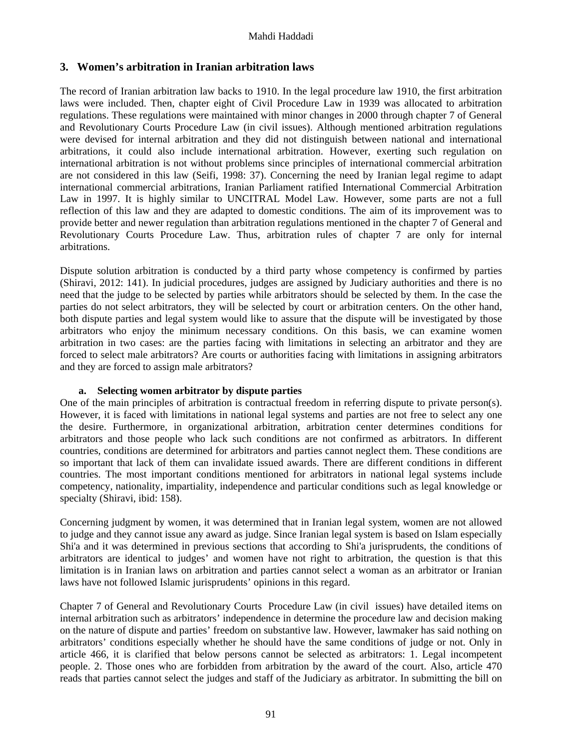## 3. Women's arbitration in Iranian arbitration laws

The record of Iranian arbitration law backs to 1910. In the legal procedure law 1910, the first arbitration laws were included. Then, chapter eight of Civil Procedure Law in 1939 was allocated to arbitration regulations. These regulations were maintained with minor changes in 2000 through chapter 7 of General and Revolutionary Courts Procedure Law (in civil issues). Although mentioned arbitration regulations were devised for internal arbitration and they did not distinguish between national and international arbitrations, it could also include international arbitration. However, exerting such regulation on international arbitration is not without problems since principles of international commercial arbitration are not considered in this law (Seifi, 1998: 37). Concerning the need by Iranian legal regime to adapt international commercial arbitrations, Iranian Parliament ratified International Commercial Arbitration Law in 1997. It is highly similar to UNCITRAL Model Law. However, some parts are not a full reflection of this law and they are adapted to domestic conditions. The aim of its improvement was to provide better and newer regulation than arbitration regulations mentioned in the chapter 7 of General and Revolutionary Courts Procedure Law. Thus, arbitration rules of chapter 7 are only for internal arbitrations.

Dispute solution arbitration is conducted by a third party whose competency is confirmed by parties (Shiravi, 2012: 141). In judicial procedures, judges are assigned by Judiciary authorities and there is no need that the judge to be selected by parties while arbitrators should be selected by them. In the case the parties do not select arbitrators, they will be selected by court or arbitration centers. On the other hand, both dispute parties and legal system would like to assure that the dispute will be investigated by those arbitrators who enjoy the minimum necessary conditions. On this basis, we can examine women arbitration in two cases: are the parties facing with limitations in selecting an arbitrator and they are forced to select male arbitrators? Are courts or authorities facing with limitations in assigning arbitrators and they are forced to assign male arbitrators?

### a. Selecting women arbitrator by dispute parties

One of the main principles of arbitration is contractual freedom in referring dispute to private person(s). However, it is faced with limitations in national legal systems and parties are not free to select any one the desire. Furthermore, in organizational arbitration, arbitration center determines conditions for arbitrators and those people who lack such conditions are not confirmed as arbitrators. In different countries, conditions are determined for arbitrators and parties cannot neglect them. These conditions are so important that lack of them can invalidate issued awards. There are different conditions in different countries. The most important conditions mentioned for arbitrators in national legal systems include competency, nationality, impartiality, independence and particular conditions such as legal knowledge or specialty (Shiravi, ibid: 158).

Concerning judgment by women, it was determined that in Iranian legal system, women are not allowed to judge and they cannot issue any award as judge. Since Iranian legal system is based on Islam especially Shi'a and it was determined in previous sections that according to Shi'a jurisprudents, the conditions of arbitrators are identical to judges' and women have not right to arbitration, the question is that this limitation is in Iranian laws on arbitration and parties cannot select a woman as an arbitrator or Iranian laws have not followed Islamic jurisprudents' opinions in this regard.

Chapter 7 of General and Revolutionary Courts Procedure Law (in civil issues) have detailed items on internal arbitration such as arbitrators' independence in determine the procedure law and decision making on the nature of dispute and parties' freedom on substantive law. However, lawmaker has said nothing on arbitrators' conditions especially whether he should have the same conditions of judge or not. Only in article 466, it is clarified that below persons cannot be selected as arbitrators: 1. Legal incompetent people. 2. Those ones who are forbidden from arbitration by the award of the court. Also, article 470 reads that parties cannot select the judges and staff of the Judiciary as arbitrator. In submitting the bill on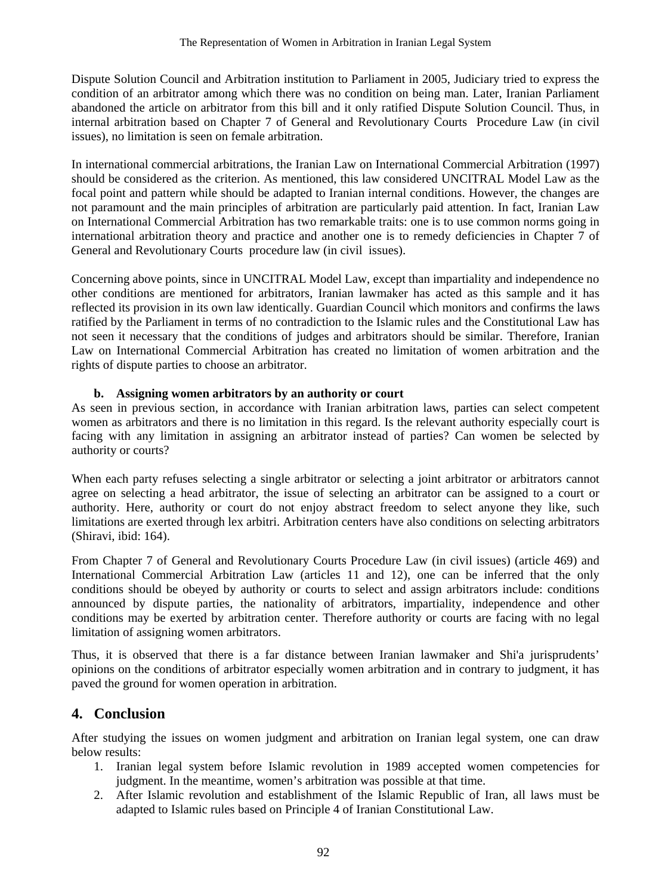Dispute Solution Council and Arbitration institution to Parliament in 2005, Judiciary tried to express the condition of an arbitrator among which there was no condition on being man. Later, Iranian Parliament abandoned the article on arbitrator from this bill and it only ratified Dispute Solution Council. Thus, in internal arbitration based on Chapter 7 of General and Revolutionary Courts Procedure Law (in civil issues), no limitation is seen on female arbitration.

In international commercial arbitrations, the Iranian Law on International Commercial Arbitration (1997) should be considered as the criterion. As mentioned, this law considered UNCITRAL Model Law as the focal point and pattern while should be adapted to Iranian internal conditions. However, the changes are not paramount and the main principles of arbitration are particularly paid attention. In fact, Iranian Law on International Commercial Arbitration has two remarkable traits: one is to use common norms going in international arbitration theory and practice and another one is to remedy deficiencies in Chapter 7 of General and Revolutionary Courts procedure law (in civil issues).

Concerning above points, since in UNCITRAL Model Law, except than impartiality and independence no other conditions are mentioned for arbitrators, Iranian lawmaker has acted as this sample and it has reflected its provision in its own law identically. Guardian Council which monitors and confirms the laws ratified by the Parliament in terms of no contradiction to the Islamic rules and the Constitutional Law has not seen it necessary that the conditions of judges and arbitrators should be similar. Therefore, Iranian Law on International Commercial Arbitration has created no limitation of women arbitration and the rights of dispute parties to choose an arbitrator.

**b. Assigning women arbitrators by an authority or court**

As seen in previous section, in accordance with Iranian arbitration laws, parties can select competent women as arbitrators and there is no limitation in this regard. Is the relevant authority especially court is facing with any limitation in assigning an arbitrator instead of parties? Can women be selected by authority or courts?

When each party refuses selecting a single arbitrator or selecting a joint arbitrator or arbitrators cannot agree on selecting a head arbitrator, the issue of selecting an arbitrator can be assigned to a court or authority. Here, authority or court do not enjoy abstract freedom to select anyone they like, such limitations are exerted through lex arbitri. Arbitration centers have also conditions on selecting arbitrators (Shiravi, ibid: 164).

From Chapter 7 of General and Revolutionary Courts Procedure Law (in civil issues) (article 469) and International Commercial Arbitration Law (articles 11 and 12), one can be inferred that the only conditions should be obeyed by authority or courts to select and assign arbitrators include: conditions announced by dispute parties, the nationality of arbitrators, impartiality, independence and other conditions may be exerted by arbitration center. Therefore authority or courts are facing with no legal limitation of assigning women arbitrators.

Thus, it is observed that there is a far distance between Iranian lawmaker and Shi'a jurisprudents' opinions on the conditions of arbitrator especially women arbitration and in contrary to judgment, it has paved the ground for women operation in arbitration.

## 4. Conclusion

After studying the issues on women judgment and arbitration on Iranian legal system, one can draw below results:

1. Iranian legal system before Islamic revolution in 1989 accepted women competencies for judgment. In the meantime, women's arbitration was possible at that time.
2. After Islamic revolution and establishment of the Islamic Republic of Iran, all laws must be adapted to Islamic rules based on Principle 4 of Iranian Constitutional Law.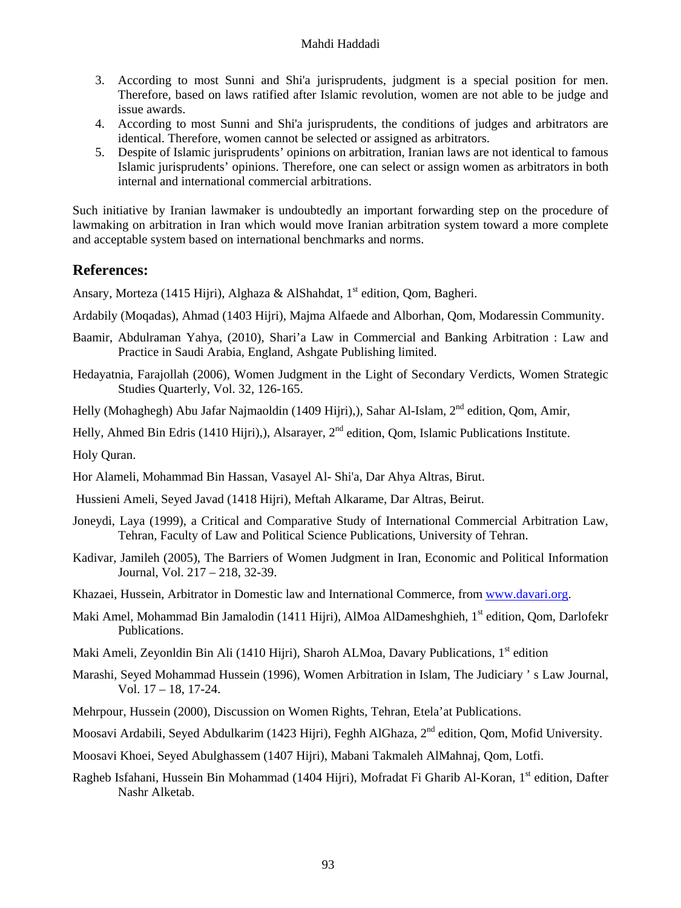3. According to most Sunni and Shi'a jurisprudents, judgment is a special position for men. Therefore, based on laws ratified after Islamic revolution, women are not able to be judge and issue awards.
4. According to most Sunni and Shi'a jurisprudents, the conditions of judges and arbitrators are identical. Therefore, women cannot be selected or assigned as arbitrators.
5. Despite of Islamic jurisprudents' opinions on arbitration, Iranian laws are not identical to famous Islamic jurisprudents' opinions. Therefore, one can select or assign women as arbitrators in both internal and international commercial arbitrations.

Such initiative by Iranian lawmaker is undoubtedly an important forwarding step on the procedure of lawmaking on arbitration in Iran which would move Iranian arbitration system toward a more complete and acceptable system based on international benchmarks and norms.

## References:

Ansary, Morteza (1415 Hijri), Alghaza & AlShahdat, 1st edition, Qom, Bagheri.

Ardabily (Moqadas), Ahmad (1403 Hijri), Majma Alfaede and Alborhan, Qom, Modaressin Community.

Baamir, Abdulraman Yahya, (2010), Shari'a Law in Commercial and Banking Arbitration : Law and Practice in Saudi Arabia, England, Ashgate Publishing limited.

Hedayatnia, Farajollah (2006), Women Judgment in the Light of Secondary Verdicts, Women Strategic Studies Quarterly, Vol. 32, 126-165.

Helly (Mohaghegh) Abu Jafar Najmaoldin (1409 Hijri),), Sahar Al-Islam, 2nd edition, Qom, Amir,

Helly, Ahmed Bin Edris (1410 Hijri),), Alsarayer, 2nd edition, Qom, Islamic Publications Institute.

Holy Quran.

Hor Alameli, Mohammad Bin Hassan, Vasayel Al- Shi'a, Dar Ahya Altras, Birut.

Hussieni Ameli, Seyed Javad (1418 Hijri), Meftah Alkarame, Dar Altras, Beirut.

Joneydi, Laya (1999), a Critical and Comparative Study of International Commercial Arbitration Law, Tehran, Faculty of Law and Political Science Publications, University of Tehran.

Kadivar, Jamileh (2005), The Barriers of Women Judgment in Iran, Economic and Political Information Journal, Vol. 217 – 218, 32-39.

Khazaei, Hussein, Arbitrator in Domestic law and International Commerce, from www.davari.org.

Maki Amel, Mohammad Bin Jamalodin (1411 Hijri), AlMoa AlDameshghieh, 1st edition, Qom, Darlofekr Publications.

Maki Ameli, Zeyonldin Bin Ali (1410 Hijri), Sharoh ALMoa, Davary Publications, 1st edition

Marashi, Seyed Mohammad Hussein (1996), Women Arbitration in Islam, The Judiciary ' s Law Journal, Vol. 17 – 18, 17-24.

Mehrpour, Hussein (2000), Discussion on Women Rights, Tehran, Etela'at Publications.

Moosavi Ardabili, Seyed Abdulkarim (1423 Hijri), Feghh AlGhaza, 2nd edition, Qom, Mofid University.

Moosavi Khoei, Seyed Abulghassem (1407 Hijri), Mabani Takmaleh AlMahnaj, Qom, Lotfi.

Ragheb Isfahani, Hussein Bin Mohammad (1404 Hijri), Mofradat Fi Gharib Al-Koran, 1st edition, Dafter Nashr Alketab.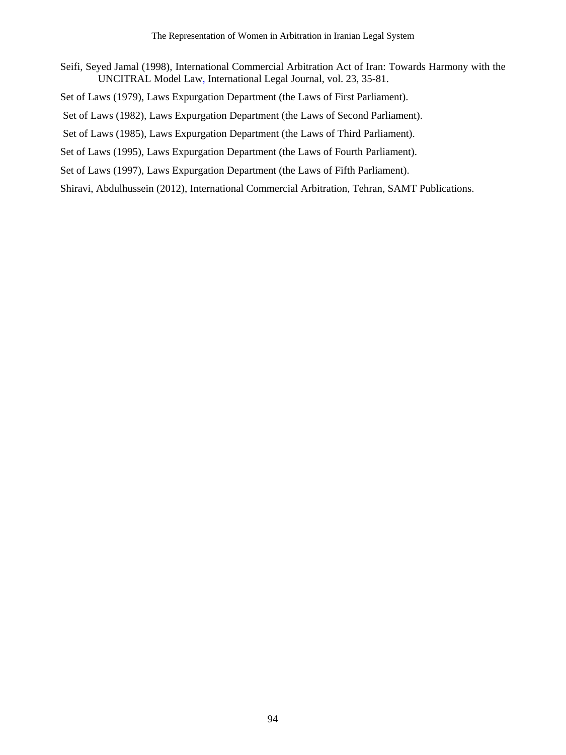Seifi, Seyed Jamal (1998), International Commercial Arbitration Act of Iran: Towards Harmony with the UNCITRAL Model Law, International Legal Journal, vol. 23, 35-81.

Set of Laws (1979), Laws Expurgation Department (the Laws of First Parliament).

Set of Laws (1982), Laws Expurgation Department (the Laws of Second Parliament).

Set of Laws (1985), Laws Expurgation Department (the Laws of Third Parliament).

Set of Laws (1995), Laws Expurgation Department (the Laws of Fourth Parliament).

Set of Laws (1997), Laws Expurgation Department (the Laws of Fifth Parliament).

Shiravi, Abdulhussein (2012), International Commercial Arbitration, Tehran, SAMT Publications.